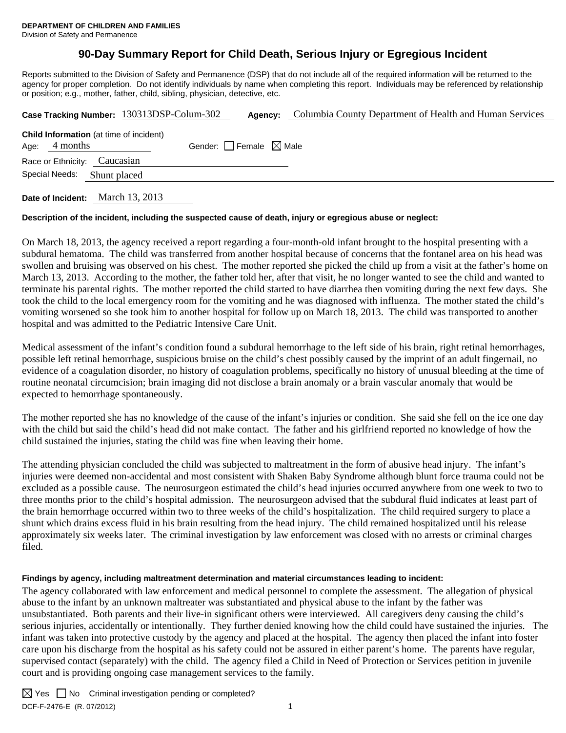**DEPARTMENT OF CHILDREN AND FAMILIES**
Division of Safety and Permanence

# 90-Day Summary Report for Child Death, Serious Injury or Egregious Incident

Reports submitted to the Division of Safety and Permanence (DSP) that do not include all of the required information will be returned to the agency for proper completion. Do not identify individuals by name when completing this report. Individuals may be referenced by relationship or position; e.g., mother, father, child, sibling, physician, detective, etc.

**Case Tracking Number:** 130313DSP-Colum-302 **Agency:** Columbia County Department of Health and Human Services

**Child Information** (at time of incident)
Age: 4 months Gender: ☐ Female ☒ Male
Race or Ethnicity: Caucasian
Special Needs: Shunt placed

**Date of Incident:** March 13, 2013

**Description of the incident, including the suspected cause of death, injury or egregious abuse or neglect:**

On March 18, 2013, the agency received a report regarding a four-month-old infant brought to the hospital presenting with a subdural hematoma. The child was transferred from another hospital because of concerns that the fontanel area on his head was swollen and bruising was observed on his chest. The mother reported she picked the child up from a visit at the father's home on March 13, 2013. According to the mother, the father told her, after that visit, he no longer wanted to see the child and wanted to terminate his parental rights. The mother reported the child started to have diarrhea then vomiting during the next few days. She took the child to the local emergency room for the vomiting and he was diagnosed with influenza. The mother stated the child's vomiting worsened so she took him to another hospital for follow up on March 18, 2013. The child was transported to another hospital and was admitted to the Pediatric Intensive Care Unit.

Medical assessment of the infant's condition found a subdural hemorrhage to the left side of his brain, right retinal hemorrhages, possible left retinal hemorrhage, suspicious bruise on the child's chest possibly caused by the imprint of an adult fingernail, no evidence of a coagulation disorder, no history of coagulation problems, specifically no history of unusual bleeding at the time of routine neonatal circumcision; brain imaging did not disclose a brain anomaly or a brain vascular anomaly that would be expected to hemorrhage spontaneously.

The mother reported she has no knowledge of the cause of the infant's injuries or condition. She said she fell on the ice one day with the child but said the child's head did not make contact. The father and his girlfriend reported no knowledge of how the child sustained the injuries, stating the child was fine when leaving their home.

The attending physician concluded the child was subjected to maltreatment in the form of abusive head injury. The infant's injuries were deemed non-accidental and most consistent with Shaken Baby Syndrome although blunt force trauma could not be excluded as a possible cause. The neurosurgeon estimated the child's head injuries occurred anywhere from one week to two to three months prior to the child's hospital admission. The neurosurgeon advised that the subdural fluid indicates at least part of the brain hemorrhage occurred within two to three weeks of the child's hospitalization. The child required surgery to place a shunt which drains excess fluid in his brain resulting from the head injury. The child remained hospitalized until his release approximately six weeks later. The criminal investigation by law enforcement was closed with no arrests or criminal charges filed.

**Findings by agency, including maltreatment determination and material circumstances leading to incident:**

The agency collaborated with law enforcement and medical personnel to complete the assessment. The allegation of physical abuse to the infant by an unknown maltreater was substantiated and physical abuse to the infant by the father was unsubstantiated. Both parents and their live-in significant others were interviewed. All caregivers deny causing the child's serious injuries, accidentally or intentionally. They further denied knowing how the child could have sustained the injuries. The infant was taken into protective custody by the agency and placed at the hospital. The agency then placed the infant into foster care upon his discharge from the hospital as his safety could not be assured in either parent's home. The parents have regular, supervised contact (separately) with the child. The agency filed a Child in Need of Protection or Services petition in juvenile court and is providing ongoing case management services to the family.

☒ Yes ☐ No Criminal investigation pending or completed?

DCF-F-2476-E (R. 07/2012)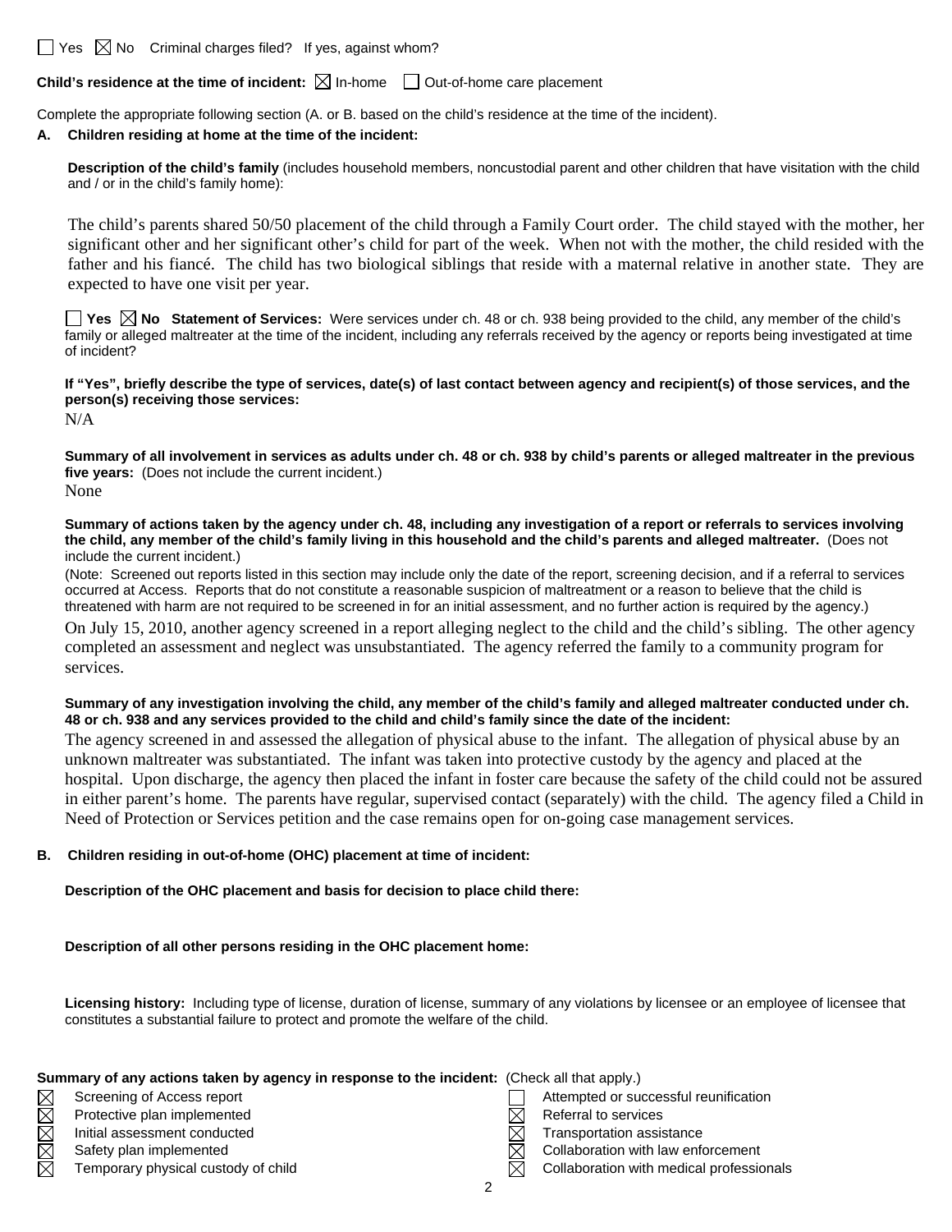☐ Yes ☒ No Criminal charges filed? If yes, against whom?

**Child's residence at the time of incident:** ☒ In-home ☐ Out-of-home care placement

Complete the appropriate following section (A. or B. based on the child's residence at the time of the incident).

**A. Children residing at home at the time of the incident:**

**Description of the child's family** (includes household members, noncustodial parent and other children that have visitation with the child and / or in the child's family home):

The child's parents shared 50/50 placement of the child through a Family Court order. The child stayed with the mother, her significant other and her significant other's child for part of the week. When not with the mother, the child resided with the father and his fiancé. The child has two biological siblings that reside with a maternal relative in another state. They are expected to have one visit per year.

☐ **Yes** ☒ **No Statement of Services:** Were services under ch. 48 or ch. 938 being provided to the child, any member of the child's family or alleged maltreater at the time of the incident, including any referrals received by the agency or reports being investigated at time of incident?

**If "Yes", briefly describe the type of services, date(s) of last contact between agency and recipient(s) of those services, and the person(s) receiving those services:**

N/A

**Summary of all involvement in services as adults under ch. 48 or ch. 938 by child's parents or alleged maltreater in the previous five years:** (Does not include the current incident.)

None

**Summary of actions taken by the agency under ch. 48, including any investigation of a report or referrals to services involving the child, any member of the child's family living in this household and the child's parents and alleged maltreater.** (Does not include the current incident.)

(Note: Screened out reports listed in this section may include only the date of the report, screening decision, and if a referral to services occurred at Access. Reports that do not constitute a reasonable suspicion of maltreatment or a reason to believe that the child is threatened with harm are not required to be screened in for an initial assessment, and no further action is required by the agency.)

On July 15, 2010, another agency screened in a report alleging neglect to the child and the child's sibling. The other agency completed an assessment and neglect was unsubstantiated. The agency referred the family to a community program for services.

**Summary of any investigation involving the child, any member of the child's family and alleged maltreater conducted under ch. 48 or ch. 938 and any services provided to the child and child's family since the date of the incident:**

The agency screened in and assessed the allegation of physical abuse to the infant. The allegation of physical abuse by an unknown maltreater was substantiated. The infant was taken into protective custody by the agency and placed at the hospital. Upon discharge, the agency then placed the infant in foster care because the safety of the child could not be assured in either parent's home. The parents have regular, supervised contact (separately) with the child. The agency filed a Child in Need of Protection or Services petition and the case remains open for on-going case management services.

**B. Children residing in out-of-home (OHC) placement at time of incident:**

**Description of the OHC placement and basis for decision to place child there:**

**Description of all other persons residing in the OHC placement home:**

**Licensing history:** Including type of license, duration of license, summary of any violations by licensee or an employee of licensee that constitutes a substantial failure to protect and promote the welfare of the child.

**Summary of any actions taken by agency in response to the incident:** (Check all that apply.)

- ☒ Screening of Access report
- ☒ Protective plan implemented
- ☒ Initial assessment conducted
- ☒ Safety plan implemented
- ☒ Temporary physical custody of child
- ☐ Attempted or successful reunification
- ☒ Referral to services
- ☒ Transportation assistance
- ☒ Collaboration with law enforcement
- ☒ Collaboration with medical professionals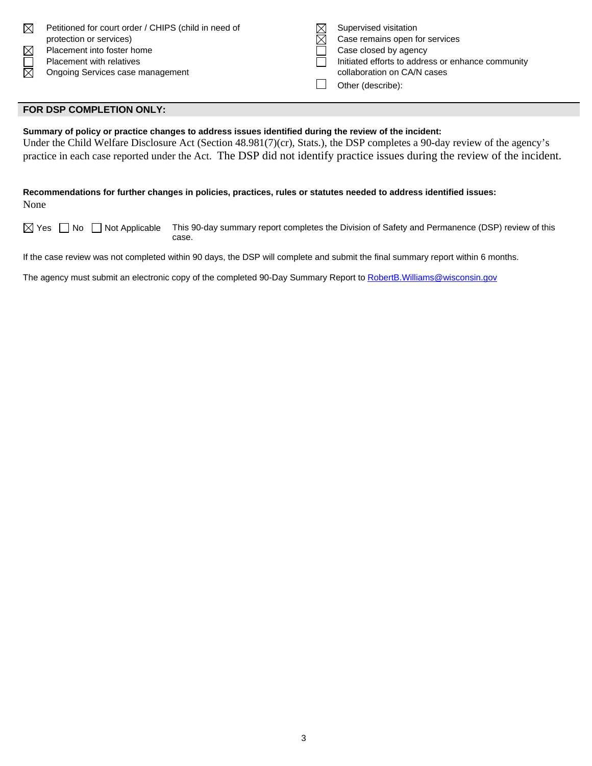- ☒ Petitioned for court order / CHIPS (child in need of protection or services)
- ☒ Placement into foster home
- ☐ Placement with relatives
- ☒ Ongoing Services case management
- ☒ Supervised visitation
- ☒ Case remains open for services
- ☐ Case closed by agency
- ☐ Initiated efforts to address or enhance community collaboration on CA/N cases
- ☐ Other (describe):

## FOR DSP COMPLETION ONLY:

**Summary of policy or practice changes to address issues identified during the review of the incident:**

Under the Child Welfare Disclosure Act (Section 48.981(7)(cr), Stats.), the DSP completes a 90-day review of the agency's practice in each case reported under the Act. The DSP did not identify practice issues during the review of the incident.

**Recommendations for further changes in policies, practices, rules or statutes needed to address identified issues:**

None

☒ Yes ☐ No ☐ Not Applicable This 90-day summary report completes the Division of Safety and Permanence (DSP) review of this case.

If the case review was not completed within 90 days, the DSP will complete and submit the final summary report within 6 months.

The agency must submit an electronic copy of the completed 90-Day Summary Report to RobertB.Williams@wisconsin.gov